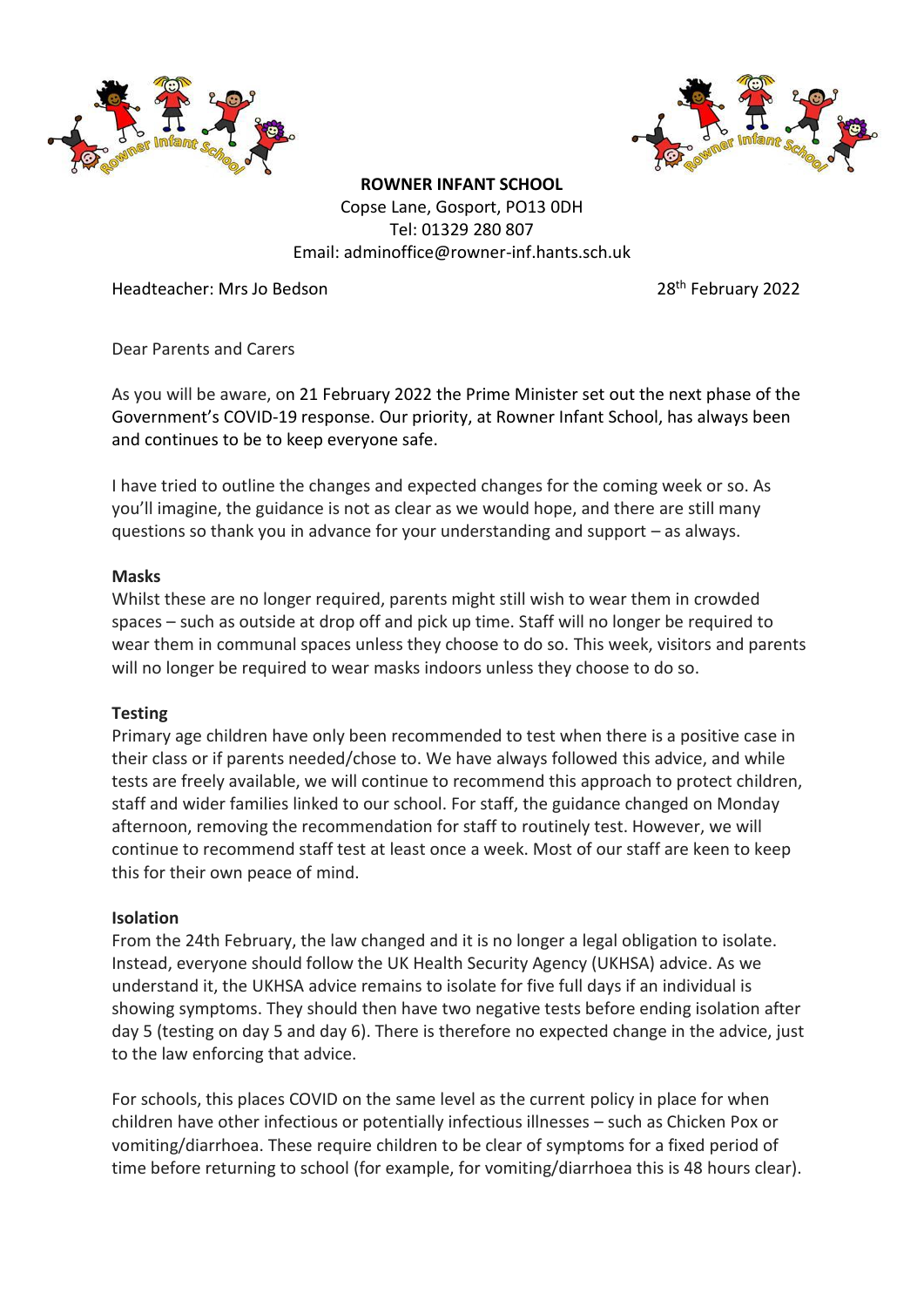**ROWNER INFANT SCHOOL**
Copse Lane, Gosport, PO13 0DH
Tel: 01329 280 807
Email: adminoffice@rowner-inf.hants.sch.uk

Headteacher: Mrs Jo Bedson

28th February 2022

Dear Parents and Carers

As you will be aware, on 21 February 2022 the Prime Minister set out the next phase of the Government's COVID-19 response. Our priority, at Rowner Infant School, has always been and continues to be to keep everyone safe.

I have tried to outline the changes and expected changes for the coming week or so. As you'll imagine, the guidance is not as clear as we would hope, and there are still many questions so thank you in advance for your understanding and support – as always.

**Masks**
Whilst these are no longer required, parents might still wish to wear them in crowded spaces – such as outside at drop off and pick up time. Staff will no longer be required to wear them in communal spaces unless they choose to do so. This week, visitors and parents will no longer be required to wear masks indoors unless they choose to do so.

**Testing**
Primary age children have only been recommended to test when there is a positive case in their class or if parents needed/chose to. We have always followed this advice, and while tests are freely available, we will continue to recommend this approach to protect children, staff and wider families linked to our school. For staff, the guidance changed on Monday afternoon, removing the recommendation for staff to routinely test. However, we will continue to recommend staff test at least once a week. Most of our staff are keen to keep this for their own peace of mind.

**Isolation**
From the 24th February, the law changed and it is no longer a legal obligation to isolate. Instead, everyone should follow the UK Health Security Agency (UKHSA) advice. As we understand it, the UKHSA advice remains to isolate for five full days if an individual is showing symptoms. They should then have two negative tests before ending isolation after day 5 (testing on day 5 and day 6). There is therefore no expected change in the advice, just to the law enforcing that advice.

For schools, this places COVID on the same level as the current policy in place for when children have other infectious or potentially infectious illnesses – such as Chicken Pox or vomiting/diarrhoea. These require children to be clear of symptoms for a fixed period of time before returning to school (for example, for vomiting/diarrhoea this is 48 hours clear).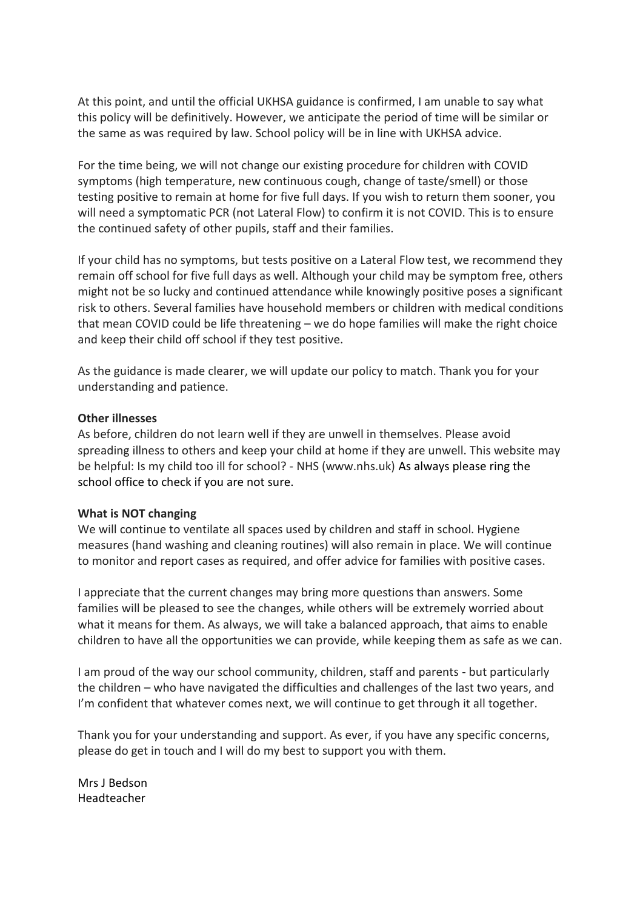At this point, and until the official UKHSA guidance is confirmed, I am unable to say what this policy will be definitively. However, we anticipate the period of time will be similar or the same as was required by law. School policy will be in line with UKHSA advice.

For the time being, we will not change our existing procedure for children with COVID symptoms (high temperature, new continuous cough, change of taste/smell) or those testing positive to remain at home for five full days. If you wish to return them sooner, you will need a symptomatic PCR (not Lateral Flow) to confirm it is not COVID. This is to ensure the continued safety of other pupils, staff and their families.

If your child has no symptoms, but tests positive on a Lateral Flow test, we recommend they remain off school for five full days as well. Although your child may be symptom free, others might not be so lucky and continued attendance while knowingly positive poses a significant risk to others. Several families have household members or children with medical conditions that mean COVID could be life threatening – we do hope families will make the right choice and keep their child off school if they test positive.

As the guidance is made clearer, we will update our policy to match. Thank you for your understanding and patience.

**Other illnesses**

As before, children do not learn well if they are unwell in themselves. Please avoid spreading illness to others and keep your child at home if they are unwell. This website may be helpful: Is my child too ill for school? - NHS (www.nhs.uk) As always please ring the school office to check if you are not sure.

**What is NOT changing**

We will continue to ventilate all spaces used by children and staff in school. Hygiene measures (hand washing and cleaning routines) will also remain in place. We will continue to monitor and report cases as required, and offer advice for families with positive cases.

I appreciate that the current changes may bring more questions than answers. Some families will be pleased to see the changes, while others will be extremely worried about what it means for them. As always, we will take a balanced approach, that aims to enable children to have all the opportunities we can provide, while keeping them as safe as we can.

I am proud of the way our school community, children, staff and parents - but particularly the children – who have navigated the difficulties and challenges of the last two years, and I'm confident that whatever comes next, we will continue to get through it all together.

Thank you for your understanding and support. As ever, if you have any specific concerns, please do get in touch and I will do my best to support you with them.

Mrs J Bedson
Headteacher